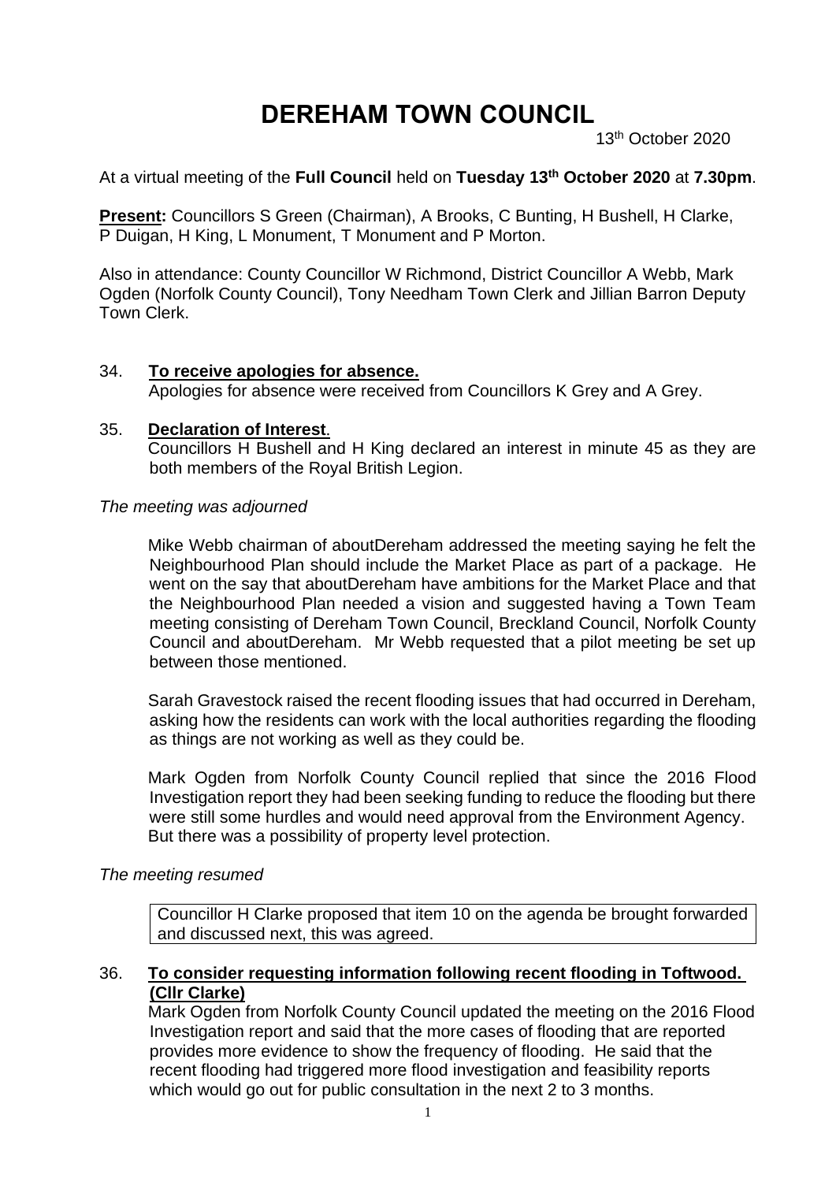# DEREHAM TOWN COUNCIL

13th October 2020

At a virtual meeting of the **Full Council** held on **Tuesday 13th October 2020** at **7.30pm**.

**Present:** Councillors S Green (Chairman), A Brooks, C Bunting, H Bushell, H Clarke, P Duigan, H King, L Monument, T Monument and P Morton.

Also in attendance: County Councillor W Richmond, District Councillor A Webb, Mark Ogden (Norfolk County Council), Tony Needham Town Clerk and Jillian Barron Deputy Town Clerk.

34. **To receive apologies for absence.**
    Apologies for absence were received from Councillors K Grey and A Grey.

35. **Declaration of Interest**.
    Councillors H Bushell and H King declared an interest in minute 45 as they are both members of the Royal British Legion.

*The meeting was adjourned*

Mike Webb chairman of aboutDereham addressed the meeting saying he felt the Neighbourhood Plan should include the Market Place as part of a package. He went on the say that aboutDereham have ambitions for the Market Place and that the Neighbourhood Plan needed a vision and suggested having a Town Team meeting consisting of Dereham Town Council, Breckland Council, Norfolk County Council and aboutDereham. Mr Webb requested that a pilot meeting be set up between those mentioned.

Sarah Gravestock raised the recent flooding issues that had occurred in Dereham, asking how the residents can work with the local authorities regarding the flooding as things are not working as well as they could be.

Mark Ogden from Norfolk County Council replied that since the 2016 Flood Investigation report they had been seeking funding to reduce the flooding but there were still some hurdles and would need approval from the Environment Agency. But there was a possibility of property level protection.

*The meeting resumed*

Councillor H Clarke proposed that item 10 on the agenda be brought forwarded and discussed next, this was agreed.

36. **To consider requesting information following recent flooding in Toftwood. (Cllr Clarke)**
    Mark Ogden from Norfolk County Council updated the meeting on the 2016 Flood Investigation report and said that the more cases of flooding that are reported provides more evidence to show the frequency of flooding. He said that the recent flooding had triggered more flood investigation and feasibility reports which would go out for public consultation in the next 2 to 3 months.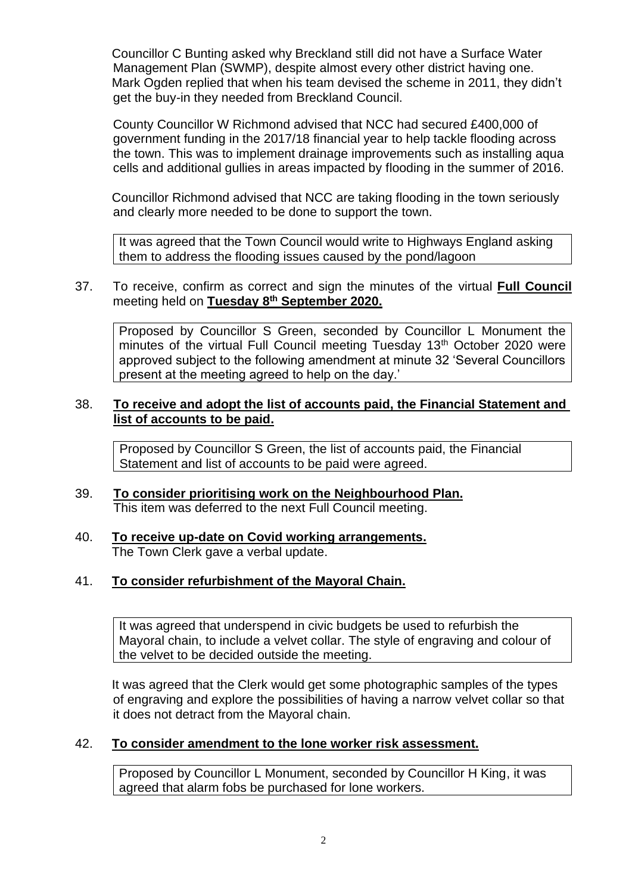Councillor C Bunting asked why Breckland still did not have a Surface Water Management Plan (SWMP), despite almost every other district having one. Mark Ogden replied that when his team devised the scheme in 2011, they didn't get the buy-in they needed from Breckland Council.

County Councillor W Richmond advised that NCC had secured £400,000 of government funding in the 2017/18 financial year to help tackle flooding across the town. This was to implement drainage improvements such as installing aqua cells and additional gullies in areas impacted by flooding in the summer of 2016.

Councillor Richmond advised that NCC are taking flooding in the town seriously and clearly more needed to be done to support the town.

> It was agreed that the Town Council would write to Highways England asking them to address the flooding issues caused by the pond/lagoon

37. To receive, confirm as correct and sign the minutes of the virtual **Full Council** meeting held on **Tuesday 8th September 2020.**

> Proposed by Councillor S Green, seconded by Councillor L Monument the minutes of the virtual Full Council meeting Tuesday 13th October 2020 were approved subject to the following amendment at minute 32 'Several Councillors present at the meeting agreed to help on the day.'

38. **To receive and adopt the list of accounts paid, the Financial Statement and list of accounts to be paid.**

> Proposed by Councillor S Green, the list of accounts paid, the Financial Statement and list of accounts to be paid were agreed.

39. **To consider prioritising work on the Neighbourhood Plan.**
This item was deferred to the next Full Council meeting.

40. **To receive up-date on Covid working arrangements.**
The Town Clerk gave a verbal update.

41. **To consider refurbishment of the Mayoral Chain.**

> It was agreed that underspend in civic budgets be used to refurbish the Mayoral chain, to include a velvet collar. The style of engraving and colour of the velvet to be decided outside the meeting.

It was agreed that the Clerk would get some photographic samples of the types of engraving and explore the possibilities of having a narrow velvet collar so that it does not detract from the Mayoral chain.

42. **To consider amendment to the lone worker risk assessment.**

> Proposed by Councillor L Monument, seconded by Councillor H King, it was agreed that alarm fobs be purchased for lone workers.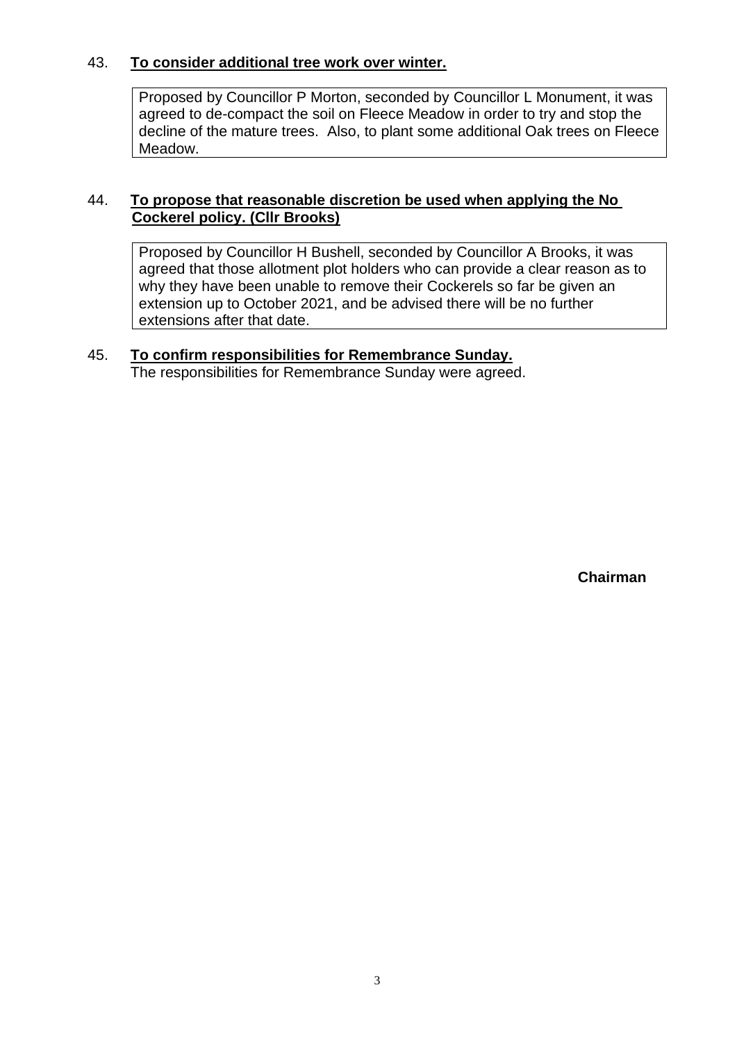43. **To consider additional tree work over winter.**

> Proposed by Councillor P Morton, seconded by Councillor L Monument, it was agreed to de-compact the soil on Fleece Meadow in order to try and stop the decline of the mature trees. Also, to plant some additional Oak trees on Fleece Meadow.

44. **To propose that reasonable discretion be used when applying the No Cockerel policy. (Cllr Brooks)**

> Proposed by Councillor H Bushell, seconded by Councillor A Brooks, it was agreed that those allotment plot holders who can provide a clear reason as to why they have been unable to remove their Cockerels so far be given an extension up to October 2021, and be advised there will be no further extensions after that date.

45. **To confirm responsibilities for Remembrance Sunday.**
The responsibilities for Remembrance Sunday were agreed.

**Chairman**